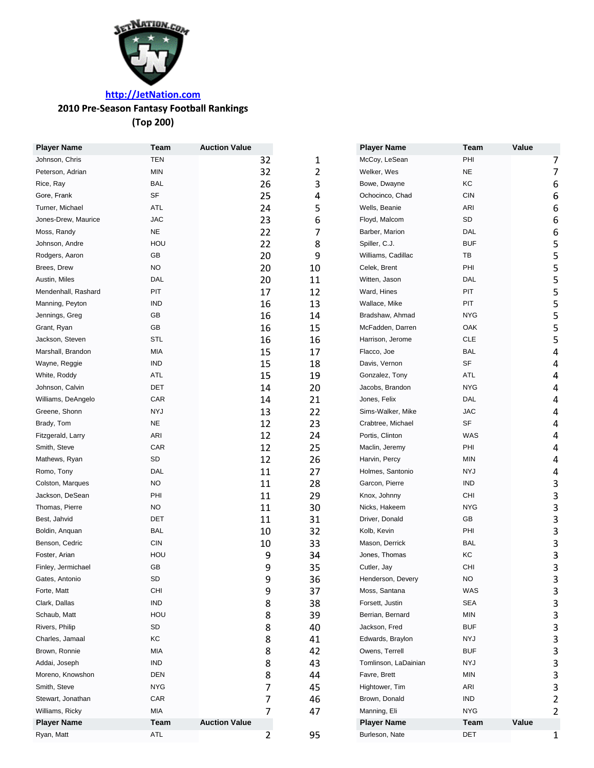http://JetNation.com

## 2010 Pre-Season Fantasy Football Rankings
## (Top 200)

| Player Name | Team | Auction Value | | Player Name | Team | Value |
|---|---|---|---|---|---|---|
| Johnson, Chris | TEN | 32 | 1 | McCoy, LeSean | PHI | 7 |
| Peterson, Adrian | MIN | 32 | 2 | Welker, Wes | NE | 7 |
| Rice, Ray | BAL | 26 | 3 | Bowe, Dwayne | KC | 6 |
| Gore, Frank | SF | 25 | 4 | Ochocinco, Chad | CIN | 6 |
| Turner, Michael | ATL | 24 | 5 | Wells, Beanie | ARI | 6 |
| Jones-Drew, Maurice | JAC | 23 | 6 | Floyd, Malcom | SD | 6 |
| Moss, Randy | NE | 22 | 7 | Barber, Marion | DAL | 6 |
| Johnson, Andre | HOU | 22 | 8 | Spiller, C.J. | BUF | 5 |
| Rodgers, Aaron | GB | 20 | 9 | Williams, Cadillac | TB | 5 |
| Brees, Drew | NO | 20 | 10 | Celek, Brent | PHI | 5 |
| Austin, Miles | DAL | 20 | 11 | Witten, Jason | DAL | 5 |
| Mendenhall, Rashard | PIT | 17 | 12 | Ward, Hines | PIT | 5 |
| Manning, Peyton | IND | 16 | 13 | Wallace, Mike | PIT | 5 |
| Jennings, Greg | GB | 16 | 14 | Bradshaw, Ahmad | NYG | 5 |
| Grant, Ryan | GB | 16 | 15 | McFadden, Darren | OAK | 5 |
| Jackson, Steven | STL | 16 | 16 | Harrison, Jerome | CLE | 5 |
| Marshall, Brandon | MIA | 15 | 17 | Flacco, Joe | BAL | 4 |
| Wayne, Reggie | IND | 15 | 18 | Davis, Vernon | SF | 4 |
| White, Roddy | ATL | 15 | 19 | Gonzalez, Tony | ATL | 4 |
| Johnson, Calvin | DET | 14 | 20 | Jacobs, Brandon | NYG | 4 |
| Williams, DeAngelo | CAR | 14 | 21 | Jones, Felix | DAL | 4 |
| Greene, Shonn | NYJ | 13 | 22 | Sims-Walker, Mike | JAC | 4 |
| Brady, Tom | NE | 12 | 23 | Crabtree, Michael | SF | 4 |
| Fitzgerald, Larry | ARI | 12 | 24 | Portis, Clinton | WAS | 4 |
| Smith, Steve | CAR | 12 | 25 | Maclin, Jeremy | PHI | 4 |
| Mathews, Ryan | SD | 12 | 26 | Harvin, Percy | MIN | 4 |
| Romo, Tony | DAL | 11 | 27 | Holmes, Santonio | NYJ | 4 |
| Colston, Marques | NO | 11 | 28 | Garcon, Pierre | IND | 3 |
| Jackson, DeSean | PHI | 11 | 29 | Knox, Johnny | CHI | 3 |
| Thomas, Pierre | NO | 11 | 30 | Nicks, Hakeem | NYG | 3 |
| Best, Jahvid | DET | 11 | 31 | Driver, Donald | GB | 3 |
| Boldin, Anquan | BAL | 10 | 32 | Kolb, Kevin | PHI | 3 |
| Benson, Cedric | CIN | 10 | 33 | Mason, Derrick | BAL | 3 |
| Foster, Arian | HOU | 9 | 34 | Jones, Thomas | KC | 3 |
| Finley, Jermichael | GB | 9 | 35 | Cutler, Jay | CHI | 3 |
| Gates, Antonio | SD | 9 | 36 | Henderson, Devery | NO | 3 |
| Forte, Matt | CHI | 9 | 37 | Moss, Santana | WAS | 3 |
| Clark, Dallas | IND | 8 | 38 | Forsett, Justin | SEA | 3 |
| Schaub, Matt | HOU | 8 | 39 | Berrian, Bernard | MIN | 3 |
| Rivers, Philip | SD | 8 | 40 | Jackson, Fred | BUF | 3 |
| Charles, Jamaal | KC | 8 | 41 | Edwards, Braylon | NYJ | 3 |
| Brown, Ronnie | MIA | 8 | 42 | Owens, Terrell | BUF | 3 |
| Addai, Joseph | IND | 8 | 43 | Tomlinson, LaDainian | NYJ | 3 |
| Moreno, Knowshon | DEN | 8 | 44 | Favre, Brett | MIN | 3 |
| Smith, Steve | NYG | 7 | 45 | Hightower, Tim | ARI | 3 |
| Stewart, Jonathan | CAR | 7 | 46 | Brown, Donald | IND | 2 |
| Williams, Ricky | MIA | 7 | 47 | Manning, Eli | NYG | 2 |

| Player Name | Team | Auction Value | | Player Name | Team | Value |
|---|---|---|---|---|---|---|
| Ryan, Matt | ATL | 2 | 95 | Burleson, Nate | DET | 1 |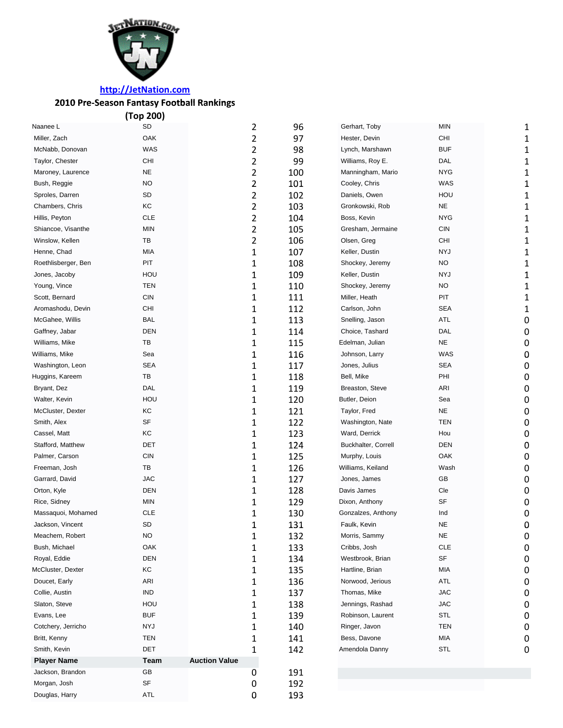http://JetNation.com

**2010 Pre-Season Fantasy Football Rankings**

**(Top 200)**

| Player Name | Team | Auction Value | Rank | Player Name | Team | Auction Value |
|---|---|---|---|---|---|---|
| Naanee L | SD | 2 | 96 | Gerhart, Toby | MIN | 1 |
| Miller, Zach | OAK | 2 | 97 | Hester, Devin | CHI | 1 |
| McNabb, Donovan | WAS | 2 | 98 | Lynch, Marshawn | BUF | 1 |
| Taylor, Chester | CHI | 2 | 99 | Williams, Roy E. | DAL | 1 |
| Maroney, Laurence | NE | 2 | 100 | Manningham, Mario | NYG | 1 |
| Bush, Reggie | NO | 2 | 101 | Cooley, Chris | WAS | 1 |
| Sproles, Darren | SD | 2 | 102 | Daniels, Owen | HOU | 1 |
| Chambers, Chris | KC | 2 | 103 | Gronkowski, Rob | NE | 1 |
| Hillis, Peyton | CLE | 2 | 104 | Boss, Kevin | NYG | 1 |
| Shiancoe, Visanthe | MIN | 2 | 105 | Gresham, Jermaine | CIN | 1 |
| Winslow, Kellen | TB | 2 | 106 | Olsen, Greg | CHI | 1 |
| Henne, Chad | MIA | 1 | 107 | Keller, Dustin | NYJ | 1 |
| Roethlisberger, Ben | PIT | 1 | 108 | Shockey, Jeremy | NO | 1 |
| Jones, Jacoby | HOU | 1 | 109 | Keller, Dustin | NYJ | 1 |
| Young, Vince | TEN | 1 | 110 | Shockey, Jeremy | NO | 1 |
| Scott, Bernard | CIN | 1 | 111 | Miller, Heath | PIT | 1 |
| Aromashodu, Devin | CHI | 1 | 112 | Carlson, John | SEA | 1 |
| McGahee, Willis | BAL | 1 | 113 | Snelling, Jason | ATL | 0 |
| Gaffney, Jabar | DEN | 1 | 114 | Choice, Tashard | DAL | 0 |
| Williams, Mike | TB | 1 | 115 | Edelman, Julian | NE | 0 |
| Williams, Mike | Sea | 1 | 116 | Johnson, Larry | WAS | 0 |
| Washington, Leon | SEA | 1 | 117 | Jones, Julius | SEA | 0 |
| Huggins, Kareem | TB | 1 | 118 | Bell, Mike | PHI | 0 |
| Bryant, Dez | DAL | 1 | 119 | Breaston, Steve | ARI | 0 |
| Walter, Kevin | HOU | 1 | 120 | Butler, Deion | Sea | 0 |
| McCluster, Dexter | KC | 1 | 121 | Taylor, Fred | NE | 0 |
| Smith, Alex | SF | 1 | 122 | Washington, Nate | TEN | 0 |
| Cassel, Matt | KC | 1 | 123 | Ward, Derrick | Hou | 0 |
| Stafford, Matthew | DET | 1 | 124 | Buckhalter, Correll | DEN | 0 |
| Palmer, Carson | CIN | 1 | 125 | Murphy, Louis | OAK | 0 |
| Freeman, Josh | TB | 1 | 126 | Williams, Keiland | Wash | 0 |
| Garrard, David | JAC | 1 | 127 | Jones, James | GB | 0 |
| Orton, Kyle | DEN | 1 | 128 | Davis James | Cle | 0 |
| Rice, Sidney | MIN | 1 | 129 | Dixon, Anthony | SF | 0 |
| Massaquoi, Mohamed | CLE | 1 | 130 | Gonzalzes, Anthony | Ind | 0 |
| Jackson, Vincent | SD | 1 | 131 | Faulk, Kevin | NE | 0 |
| Meachem, Robert | NO | 1 | 132 | Morris, Sammy | NE | 0 |
| Bush, Michael | OAK | 1 | 133 | Cribbs, Josh | CLE | 0 |
| Royal, Eddie | DEN | 1 | 134 | Westbrook, Brian | SF | 0 |
| McCluster, Dexter | KC | 1 | 135 | Hartline, Brian | MIA | 0 |
| Doucet, Early | ARI | 1 | 136 | Norwood, Jerious | ATL | 0 |
| Collie, Austin | IND | 1 | 137 | Thomas, Mike | JAC | 0 |
| Slaton, Steve | HOU | 1 | 138 | Jennings, Rashad | JAC | 0 |
| Evans, Lee | BUF | 1 | 139 | Robinson, Laurent | STL | 0 |
| Cotchery, Jerricho | NYJ | 1 | 140 | Ringer, Javon | TEN | 0 |
| Britt, Kenny | TEN | 1 | 141 | Bess, Davone | MIA | 0 |
| Smith, Kevin | DET | 1 | 142 | Amendola Danny | STL | 0 |

| Player Name | Team | Auction Value | Rank |
|---|---|---|---|
| Jackson, Brandon | GB | 0 | 191 |
| Morgan, Josh | SF | 0 | 192 |
| Douglas, Harry | ATL | 0 | 193 |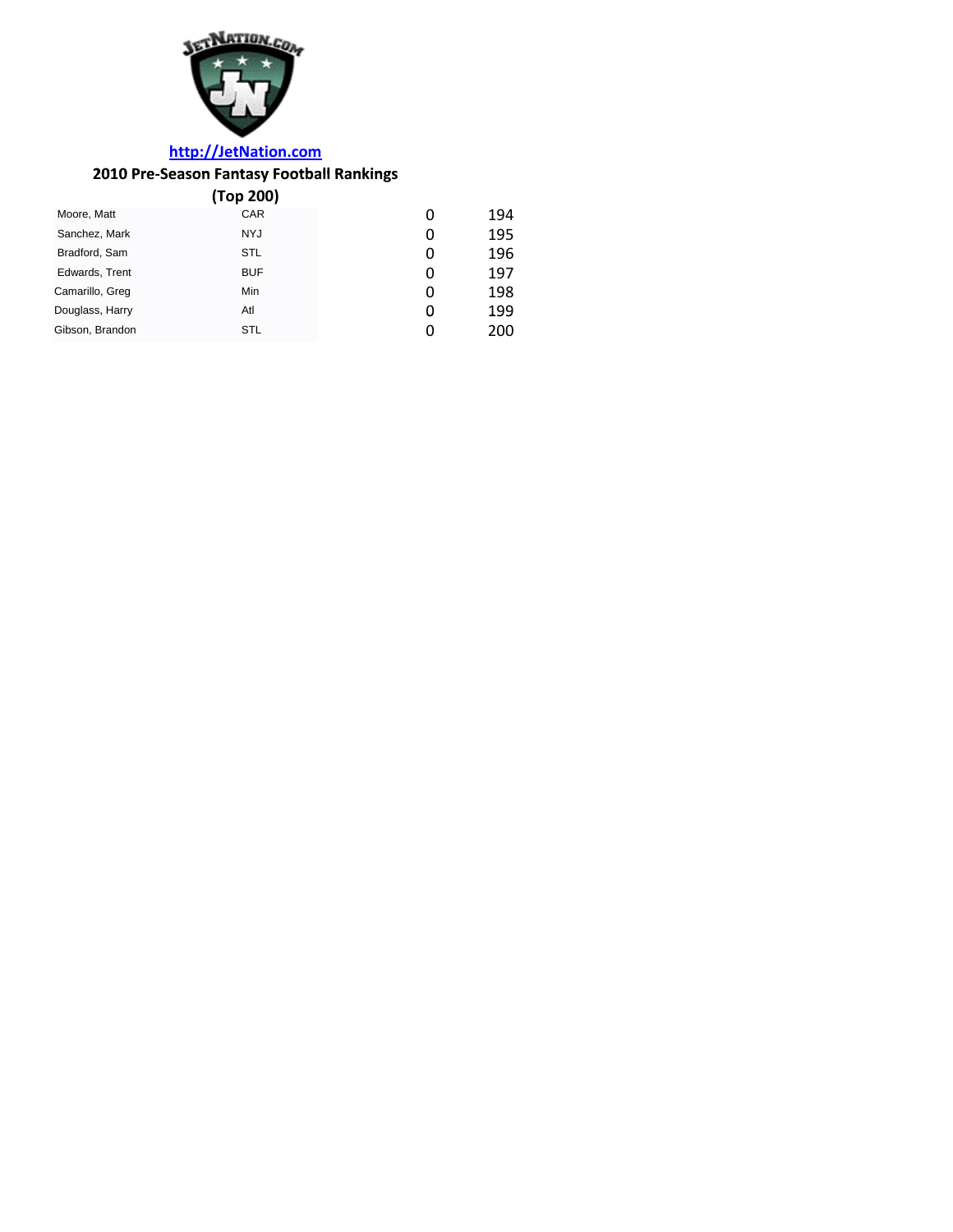http://JetNation.com

**2010 Pre-Season Fantasy Football Rankings**

**(Top 200)**

| | | | |
|---|---|---|---|
| Moore, Matt | CAR | 0 | 194 |
| Sanchez, Mark | NYJ | 0 | 195 |
| Bradford, Sam | STL | 0 | 196 |
| Edwards, Trent | BUF | 0 | 197 |
| Camarillo, Greg | Min | 0 | 198 |
| Douglass, Harry | Atl | 0 | 199 |
| Gibson, Brandon | STL | 0 | 200 |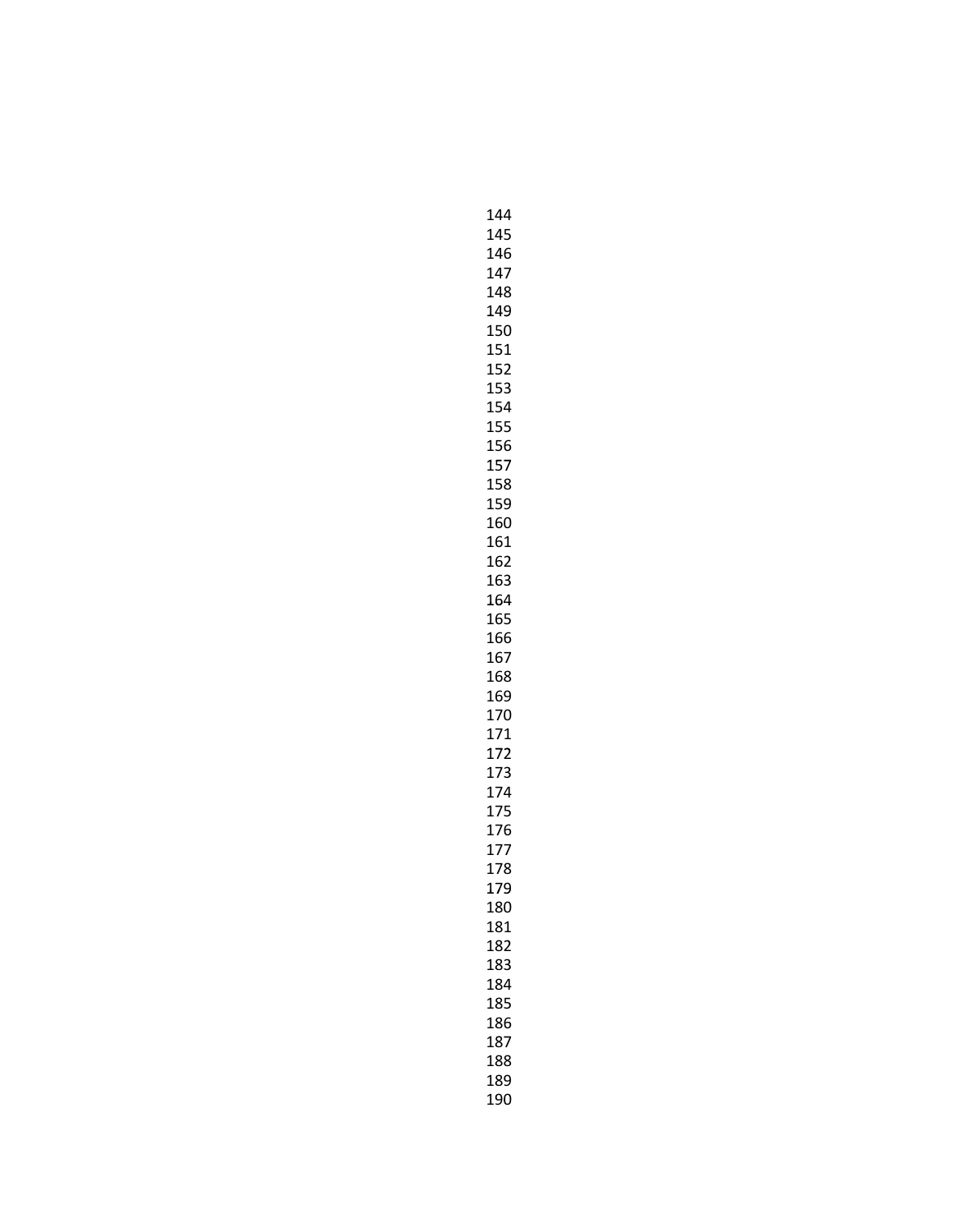144
145
146
147
148
149
150
151
152
153
154
155
156
157
158
159
160
161
162
163
164
165
166
167
168
169
170
171
172
173
174
175
176
177
178
179
180
181
182
183
184
185
186
187
188
189
190